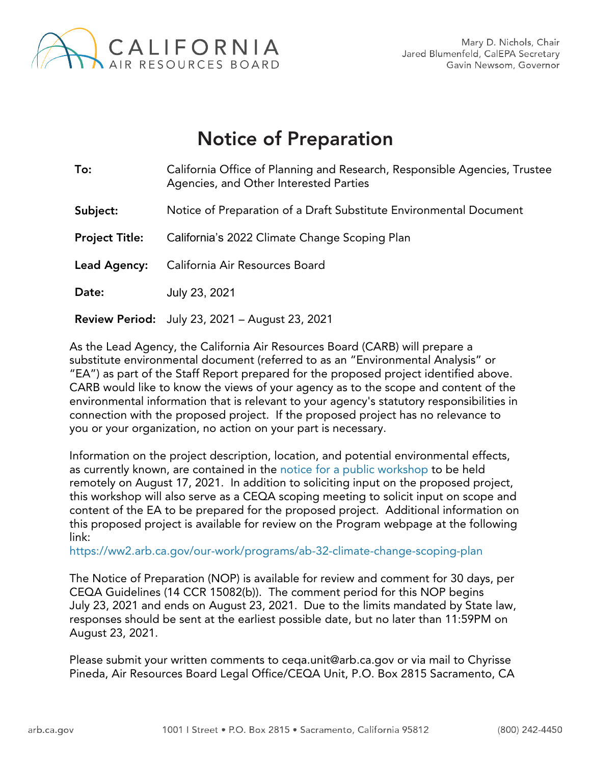CALIFORNIA AIR RESOURCES BOARD

Mary D. Nichols, Chair
Jared Blumenfeld, CalEPA Secretary
Gavin Newsom, Governor

# Notice of Preparation

**To:** California Office of Planning and Research, Responsible Agencies, Trustee Agencies, and Other Interested Parties

**Subject:** Notice of Preparation of a Draft Substitute Environmental Document

**Project Title:** California's 2022 Climate Change Scoping Plan

**Lead Agency:** California Air Resources Board

**Date:** July 23, 2021

**Review Period:** July 23, 2021 – August 23, 2021

As the Lead Agency, the California Air Resources Board (CARB) will prepare a substitute environmental document (referred to as an "Environmental Analysis" or "EA") as part of the Staff Report prepared for the proposed project identified above. CARB would like to know the views of your agency as to the scope and content of the environmental information that is relevant to your agency's statutory responsibilities in connection with the proposed project. If the proposed project has no relevance to you or your organization, no action on your part is necessary.

Information on the project description, location, and potential environmental effects, as currently known, are contained in the notice for a public workshop to be held remotely on August 17, 2021. In addition to soliciting input on the proposed project, this workshop will also serve as a CEQA scoping meeting to solicit input on scope and content of the EA to be prepared for the proposed project. Additional information on this proposed project is available for review on the Program webpage at the following link:
https://ww2.arb.ca.gov/our-work/programs/ab-32-climate-change-scoping-plan

The Notice of Preparation (NOP) is available for review and comment for 30 days, per CEQA Guidelines (14 CCR 15082(b)). The comment period for this NOP begins July 23, 2021 and ends on August 23, 2021. Due to the limits mandated by State law, responses should be sent at the earliest possible date, but no later than 11:59PM on August 23, 2021.

Please submit your written comments to ceqa.unit@arb.ca.gov or via mail to Chyrisse Pineda, Air Resources Board Legal Office/CEQA Unit, P.O. Box 2815 Sacramento, CA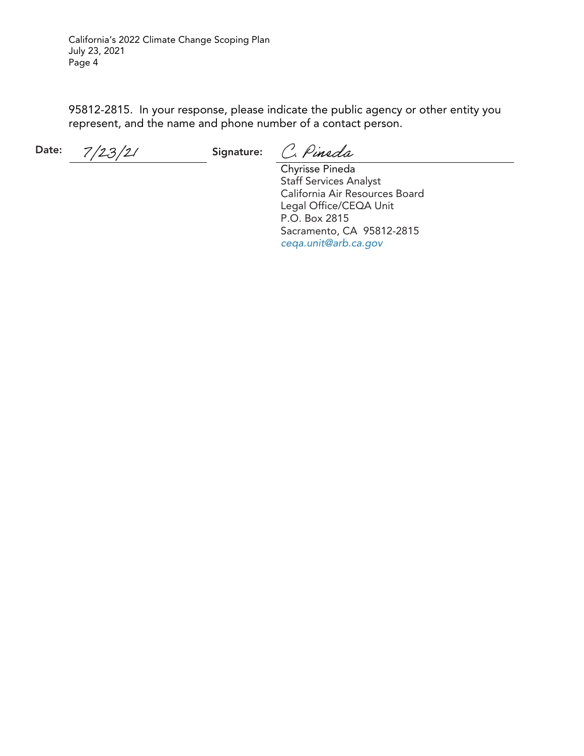95812-2815. In your response, please indicate the public agency or other entity you represent, and the name and phone number of a contact person.

**Date:** 7/23/21 **Signature:** C. Pineda

Chyrisse Pineda
Staff Services Analyst
California Air Resources Board
Legal Office/CEQA Unit
P.O. Box 2815
Sacramento, CA 95812-2815
*ceqa.unit@arb.ca.gov*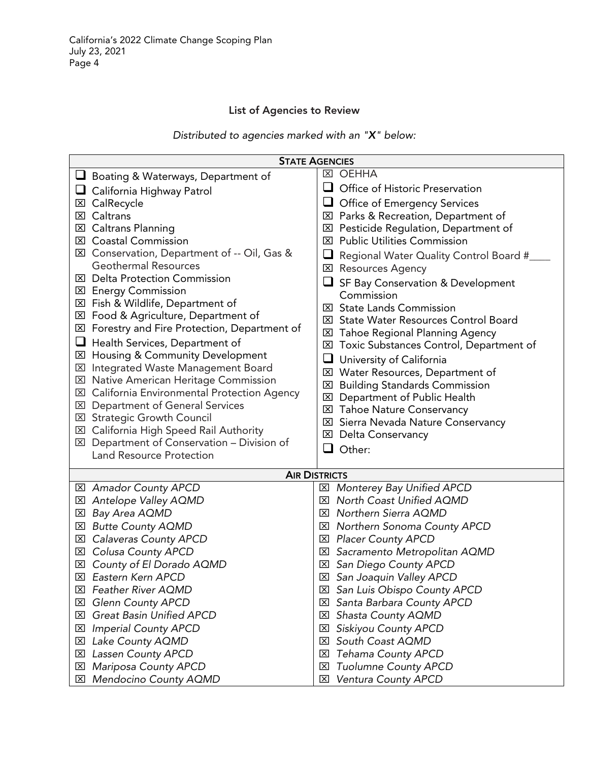## List of Agencies to Review

*Distributed to agencies marked with an "**X**" below:*

| **STATE AGENCIES** | |
|---|---|
| ☐ Boating & Waterways, Department of | ☒ OEHHA |
| ☐ California Highway Patrol | ☐ Office of Historic Preservation |
| ☒ CalRecycle | ☐ Office of Emergency Services |
| ☒ Caltrans | ☒ Parks & Recreation, Department of |
| ☒ Caltrans Planning | ☒ Pesticide Regulation, Department of |
| ☒ Coastal Commission | ☒ Public Utilities Commission |
| ☒ Conservation, Department of -- Oil, Gas & Geothermal Resources | ☐ Regional Water Quality Control Board #____ |
| ☒ Delta Protection Commission | ☒ Resources Agency |
| ☒ Energy Commission | ☐ SF Bay Conservation & Development Commission |
| ☒ Fish & Wildlife, Department of | ☒ State Lands Commission |
| ☒ Food & Agriculture, Department of | ☒ State Water Resources Control Board |
| ☒ Forestry and Fire Protection, Department of | ☒ Tahoe Regional Planning Agency |
| ☐ Health Services, Department of | ☒ Toxic Substances Control, Department of |
| ☒ Housing & Community Development | ☐ University of California |
| ☒ Integrated Waste Management Board | ☒ Water Resources, Department of |
| ☒ Native American Heritage Commission | ☒ Building Standards Commission |
| ☒ California Environmental Protection Agency | ☒ Department of Public Health |
| ☒ Department of General Services | ☒ Tahoe Nature Conservancy |
| ☒ Strategic Growth Council | ☒ Sierra Nevada Nature Conservancy |
| ☒ California High Speed Rail Authority | ☒ Delta Conservancy |
| ☒ Department of Conservation – Division of Land Resource Protection | ☐ Other: |
| **AIR DISTRICTS** | |
| ☒ *Amador County APCD* | ☒ *Monterey Bay Unified APCD* |
| ☒ *Antelope Valley AQMD* | ☒ *North Coast Unified AQMD* |
| ☒ *Bay Area AQMD* | ☒ *Northern Sierra AQMD* |
| ☒ *Butte County AQMD* | ☒ *Northern Sonoma County APCD* |
| ☒ *Calaveras County APCD* | ☒ *Placer County APCD* |
| ☒ *Colusa County APCD* | ☒ *Sacramento Metropolitan AQMD* |
| ☒ *County of El Dorado AQMD* | ☒ *San Diego County APCD* |
| ☒ *Eastern Kern APCD* | ☒ *San Joaquin Valley APCD* |
| ☒ *Feather River AQMD* | ☒ *San Luis Obispo County APCD* |
| ☒ *Glenn County APCD* | ☒ *Santa Barbara County APCD* |
| ☒ *Great Basin Unified APCD* | ☒ *Shasta County AQMD* |
| ☒ *Imperial County APCD* | ☒ *Siskiyou County APCD* |
| ☒ *Lake County AQMD* | ☒ *South Coast AQMD* |
| ☒ *Lassen County APCD* | ☒ *Tehama County APCD* |
| ☒ *Mariposa County APCD* | ☒ *Tuolumne County APCD* |
| ☒ *Mendocino County AQMD* | ☒ *Ventura County APCD* |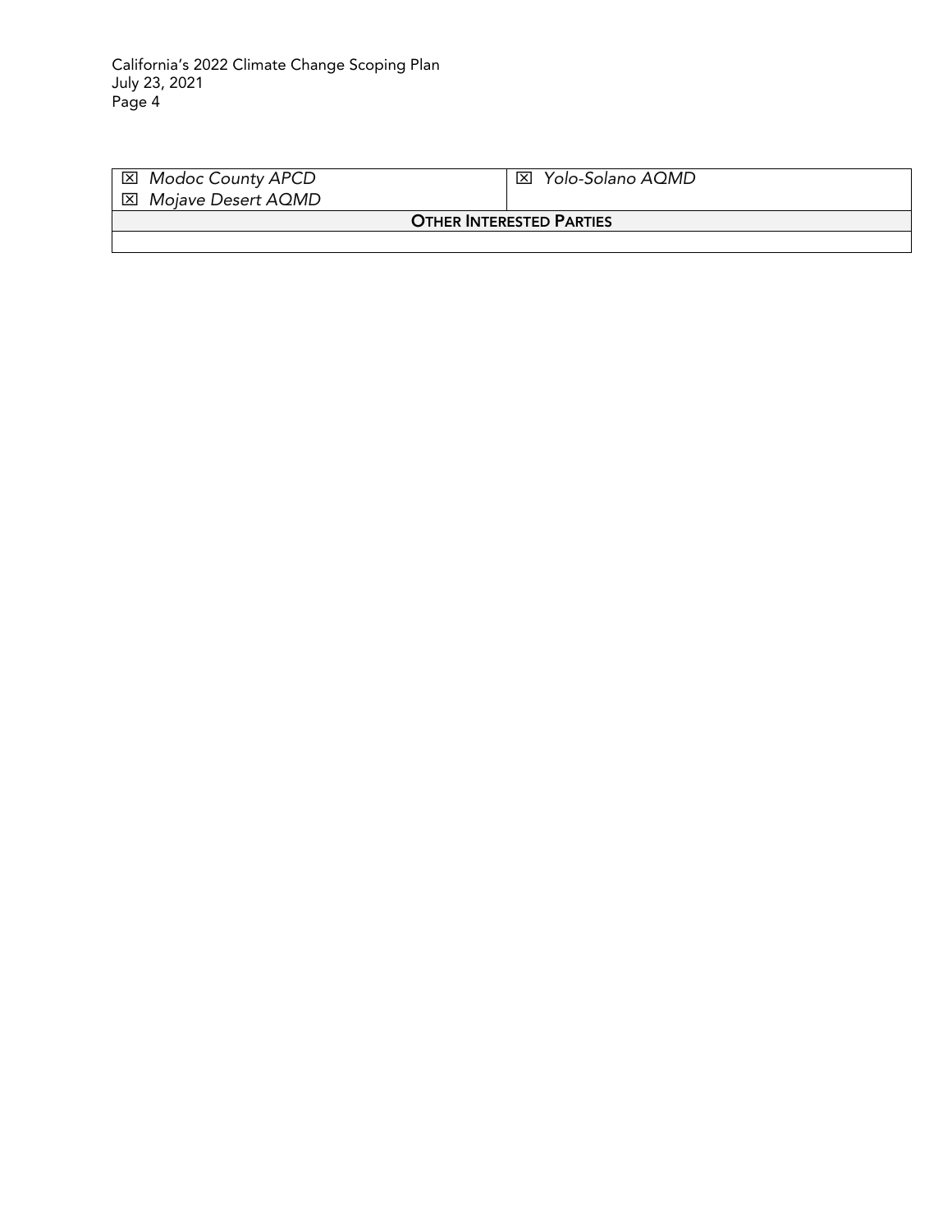| | |
|---|---|
| ☒ *Modoc County APCD*<br>☒ *Mojave Desert AQMD* | ☒ *Yolo-Solano AQMD* |
| **OTHER INTERESTED PARTIES** | |
| | |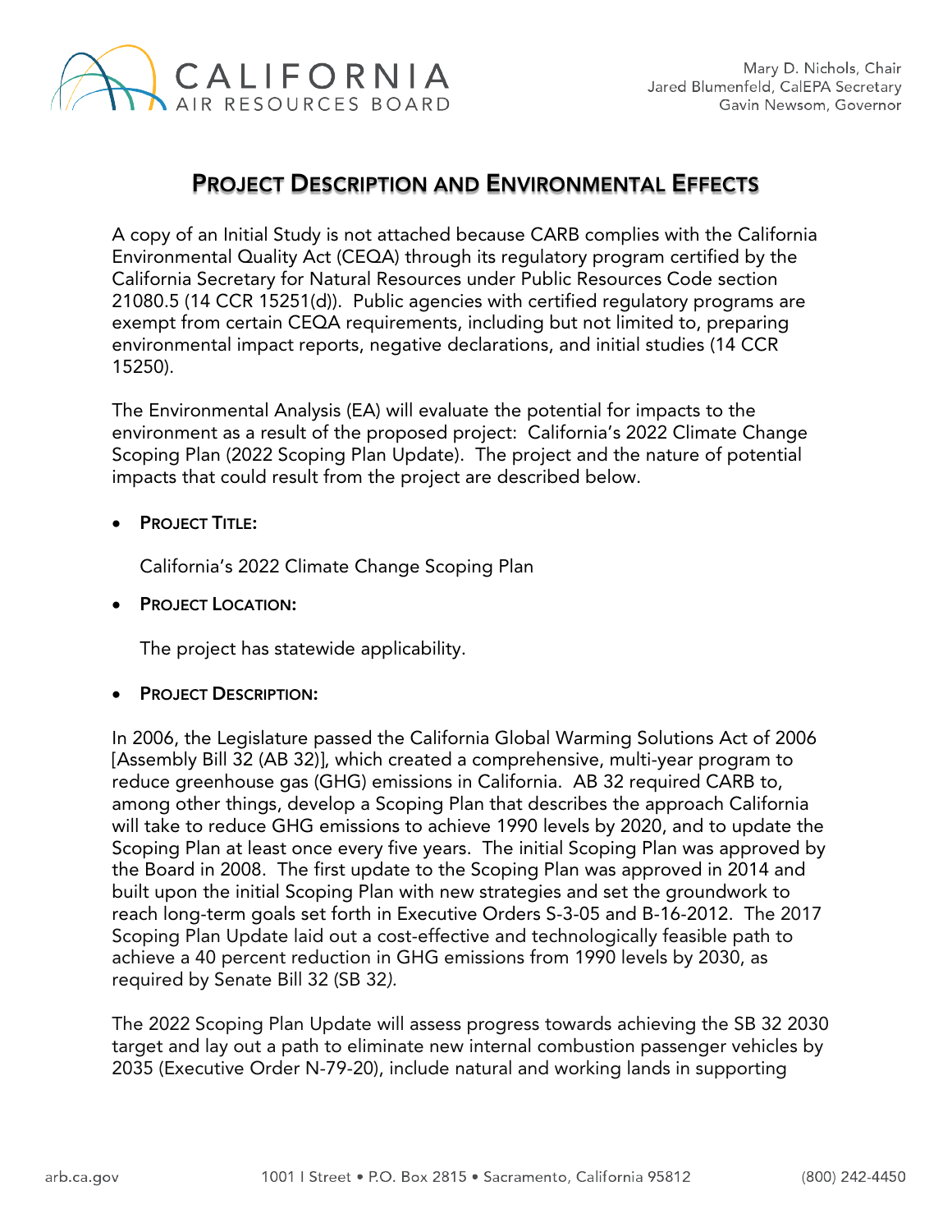# Project Description and Environmental Effects

A copy of an Initial Study is not attached because CARB complies with the California Environmental Quality Act (CEQA) through its regulatory program certified by the California Secretary for Natural Resources under Public Resources Code section 21080.5 (14 CCR 15251(d)). Public agencies with certified regulatory programs are exempt from certain CEQA requirements, including but not limited to, preparing environmental impact reports, negative declarations, and initial studies (14 CCR 15250).

The Environmental Analysis (EA) will evaluate the potential for impacts to the environment as a result of the proposed project: California's 2022 Climate Change Scoping Plan (2022 Scoping Plan Update). The project and the nature of potential impacts that could result from the project are described below.

- **Project Title:**

  California's 2022 Climate Change Scoping Plan

- **Project Location:**

  The project has statewide applicability.

- **Project Description:**

In 2006, the Legislature passed the California Global Warming Solutions Act of 2006 [Assembly Bill 32 (AB 32)], which created a comprehensive, multi-year program to reduce greenhouse gas (GHG) emissions in California. AB 32 required CARB to, among other things, develop a Scoping Plan that describes the approach California will take to reduce GHG emissions to achieve 1990 levels by 2020, and to update the Scoping Plan at least once every five years. The initial Scoping Plan was approved by the Board in 2008. The first update to the Scoping Plan was approved in 2014 and built upon the initial Scoping Plan with new strategies and set the groundwork to reach long-term goals set forth in Executive Orders S-3-05 and B-16-2012. The 2017 Scoping Plan Update laid out a cost-effective and technologically feasible path to achieve a 40 percent reduction in GHG emissions from 1990 levels by 2030, as required by Senate Bill 32 (SB 32).

The 2022 Scoping Plan Update will assess progress towards achieving the SB 32 2030 target and lay out a path to eliminate new internal combustion passenger vehicles by 2035 (Executive Order N-79-20), include natural and working lands in supporting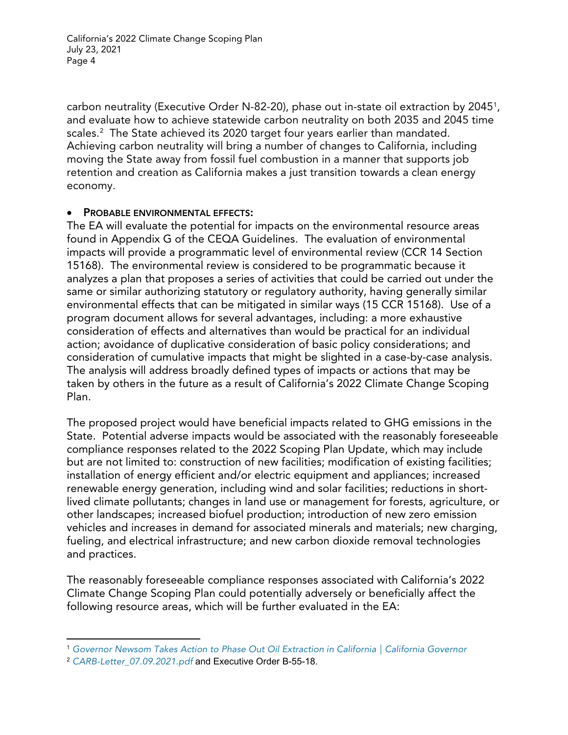carbon neutrality (Executive Order N-82-20), phase out in-state oil extraction by 2045[1], and evaluate how to achieve statewide carbon neutrality on both 2035 and 2045 time scales.[2] The State achieved its 2020 target four years earlier than mandated. Achieving carbon neutrality will bring a number of changes to California, including moving the State away from fossil fuel combustion in a manner that supports job retention and creation as California makes a just transition towards a clean energy economy.

- **PROBABLE ENVIRONMENTAL EFFECTS:**

The EA will evaluate the potential for impacts on the environmental resource areas found in Appendix G of the CEQA Guidelines. The evaluation of environmental impacts will provide a programmatic level of environmental review (CCR 14 Section 15168). The environmental review is considered to be programmatic because it analyzes a plan that proposes a series of activities that could be carried out under the same or similar authorizing statutory or regulatory authority, having generally similar environmental effects that can be mitigated in similar ways (15 CCR 15168). Use of a program document allows for several advantages, including: a more exhaustive consideration of effects and alternatives than would be practical for an individual action; avoidance of duplicative consideration of basic policy considerations; and consideration of cumulative impacts that might be slighted in a case-by-case analysis. The analysis will address broadly defined types of impacts or actions that may be taken by others in the future as a result of California's 2022 Climate Change Scoping Plan.

The proposed project would have beneficial impacts related to GHG emissions in the State. Potential adverse impacts would be associated with the reasonably foreseeable compliance responses related to the 2022 Scoping Plan Update, which may include but are not limited to: construction of new facilities; modification of existing facilities; installation of energy efficient and/or electric equipment and appliances; increased renewable energy generation, including wind and solar facilities; reductions in short-lived climate pollutants; changes in land use or management for forests, agriculture, or other landscapes; increased biofuel production; introduction of new zero emission vehicles and increases in demand for associated minerals and materials; new charging, fueling, and electrical infrastructure; and new carbon dioxide removal technologies and practices.

The reasonably foreseeable compliance responses associated with California's 2022 Climate Change Scoping Plan could potentially adversely or beneficially affect the following resource areas, which will be further evaluated in the EA:

---

[1] *Governor Newsom Takes Action to Phase Out Oil Extraction in California | California Governor*

[2] *CARB-Letter_07.09.2021.pdf* and Executive Order B-55-18.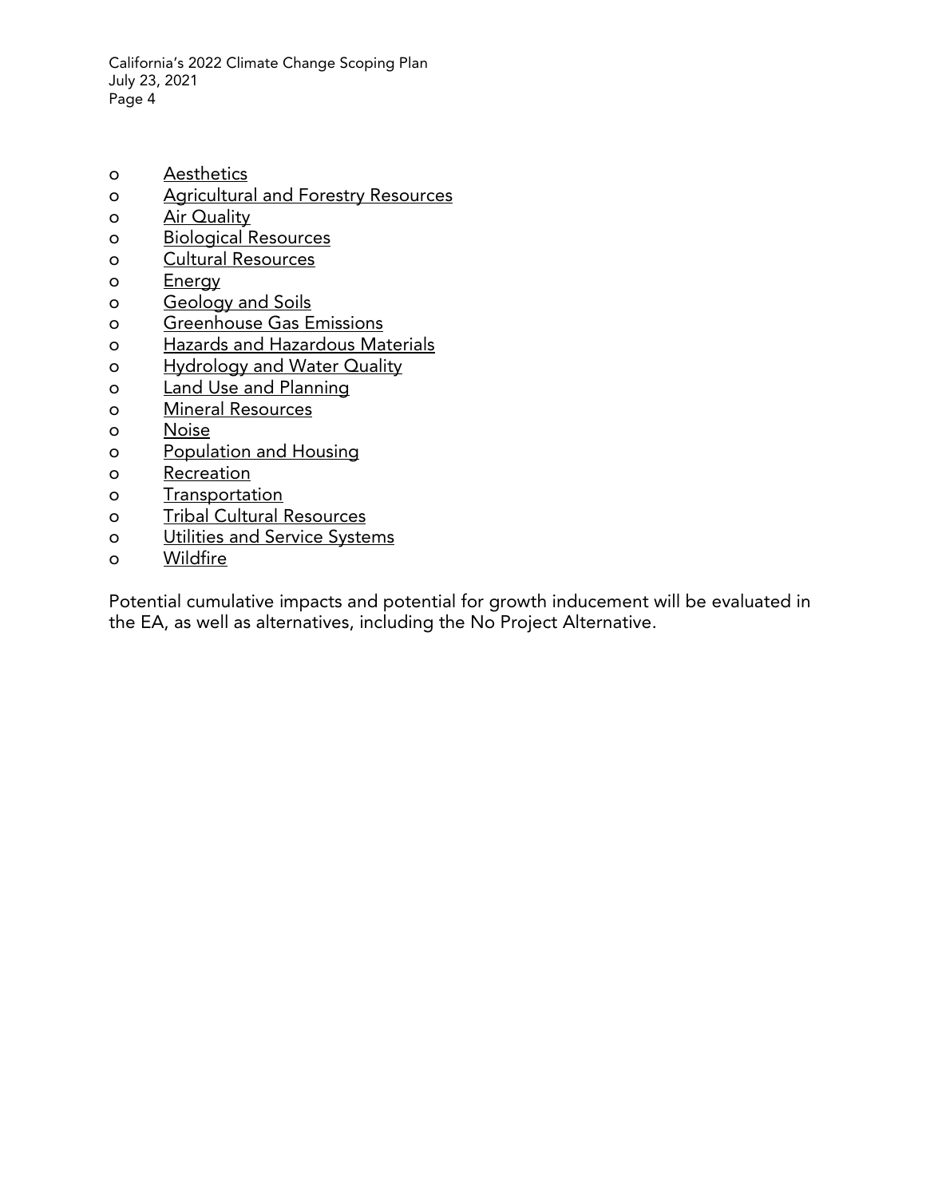- Aesthetics
- Agricultural and Forestry Resources
- Air Quality
- Biological Resources
- Cultural Resources
- Energy
- Geology and Soils
- Greenhouse Gas Emissions
- Hazards and Hazardous Materials
- Hydrology and Water Quality
- Land Use and Planning
- Mineral Resources
- Noise
- Population and Housing
- Recreation
- Transportation
- Tribal Cultural Resources
- Utilities and Service Systems
- Wildfire

Potential cumulative impacts and potential for growth inducement will be evaluated in the EA, as well as alternatives, including the No Project Alternative.